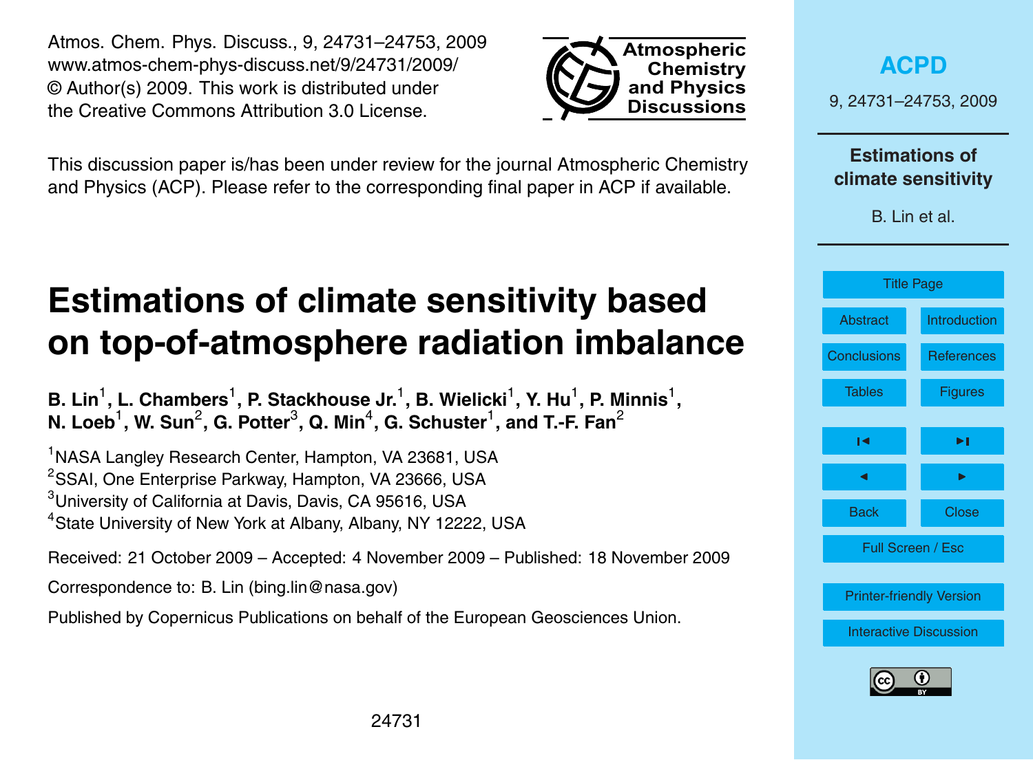Atmos. Chem. Phys. Discuss., 9, 24731–24753, 2009
www.atmos-chem-phys-discuss.net/9/24731/2009/
© Author(s) 2009. This work is distributed under
the Creative Commons Attribution 3.0 License.

This discussion paper is/has been under review for the journal Atmospheric Chemistry and Physics (ACP). Please refer to the corresponding final paper in ACP if available.

# Estimations of climate sensitivity based on top-of-atmosphere radiation imbalance

**B. Lin[1], L. Chambers[1], P. Stackhouse Jr.[1], B. Wielicki[1], Y. Hu[1], P. Minnis[1], N. Loeb[1], W. Sun[2], G. Potter[3], Q. Min[4], G. Schuster[1], and T.-F. Fan[2]**

[1]NASA Langley Research Center, Hampton, VA 23681, USA
[2]SSAI, One Enterprise Parkway, Hampton, VA 23666, USA
[3]University of California at Davis, Davis, CA 95616, USA
[4]State University of New York at Albany, Albany, NY 12222, USA

Received: 21 October 2009 – Accepted: 4 November 2009 – Published: 18 November 2009

Correspondence to: B. Lin (bing.lin@nasa.gov)

Published by Copernicus Publications on behalf of the European Geosciences Union.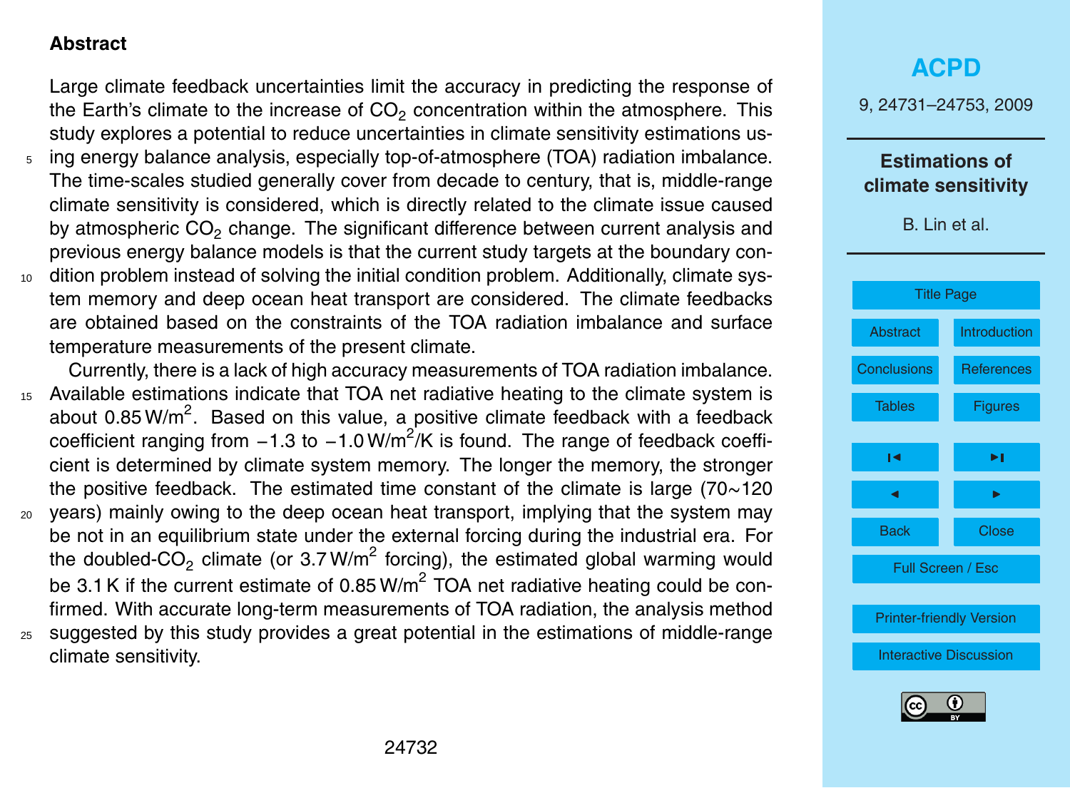## Abstract

Large climate feedback uncertainties limit the accuracy in predicting the response of the Earth's climate to the increase of $CO_2$ concentration within the atmosphere. This study explores a potential to reduce uncertainties in climate sensitivity estimations using energy balance analysis, especially top-of-atmosphere (TOA) radiation imbalance. The time-scales studied generally cover from decade to century, that is, middle-range climate sensitivity is considered, which is directly related to the climate issue caused by atmospheric $CO_2$ change. The significant difference between current analysis and previous energy balance models is that the current study targets at the boundary condition problem instead of solving the initial condition problem. Additionally, climate system memory and deep ocean heat transport are considered. The climate feedbacks are obtained based on the constraints of the TOA radiation imbalance and surface temperature measurements of the present climate.

Currently, there is a lack of high accuracy measurements of TOA radiation imbalance. Available estimations indicate that TOA net radiative heating to the climate system is about 0.85 W/m$^2$. Based on this value, a positive climate feedback with a feedback coefficient ranging from −1.3 to −1.0 W/m$^2$/K is found. The range of feedback coefficient is determined by climate system memory. The longer the memory, the stronger the positive feedback. The estimated time constant of the climate is large (70∼120 years) mainly owing to the deep ocean heat transport, implying that the system may be not in an equilibrium state under the external forcing during the industrial era. For the doubled-$CO_2$ climate (or 3.7 W/m$^2$ forcing), the estimated global warming would be 3.1 K if the current estimate of 0.85 W/m$^2$ TOA net radiative heating could be confirmed. With accurate long-term measurements of TOA radiation, the analysis method suggested by this study provides a great potential in the estimations of middle-range climate sensitivity.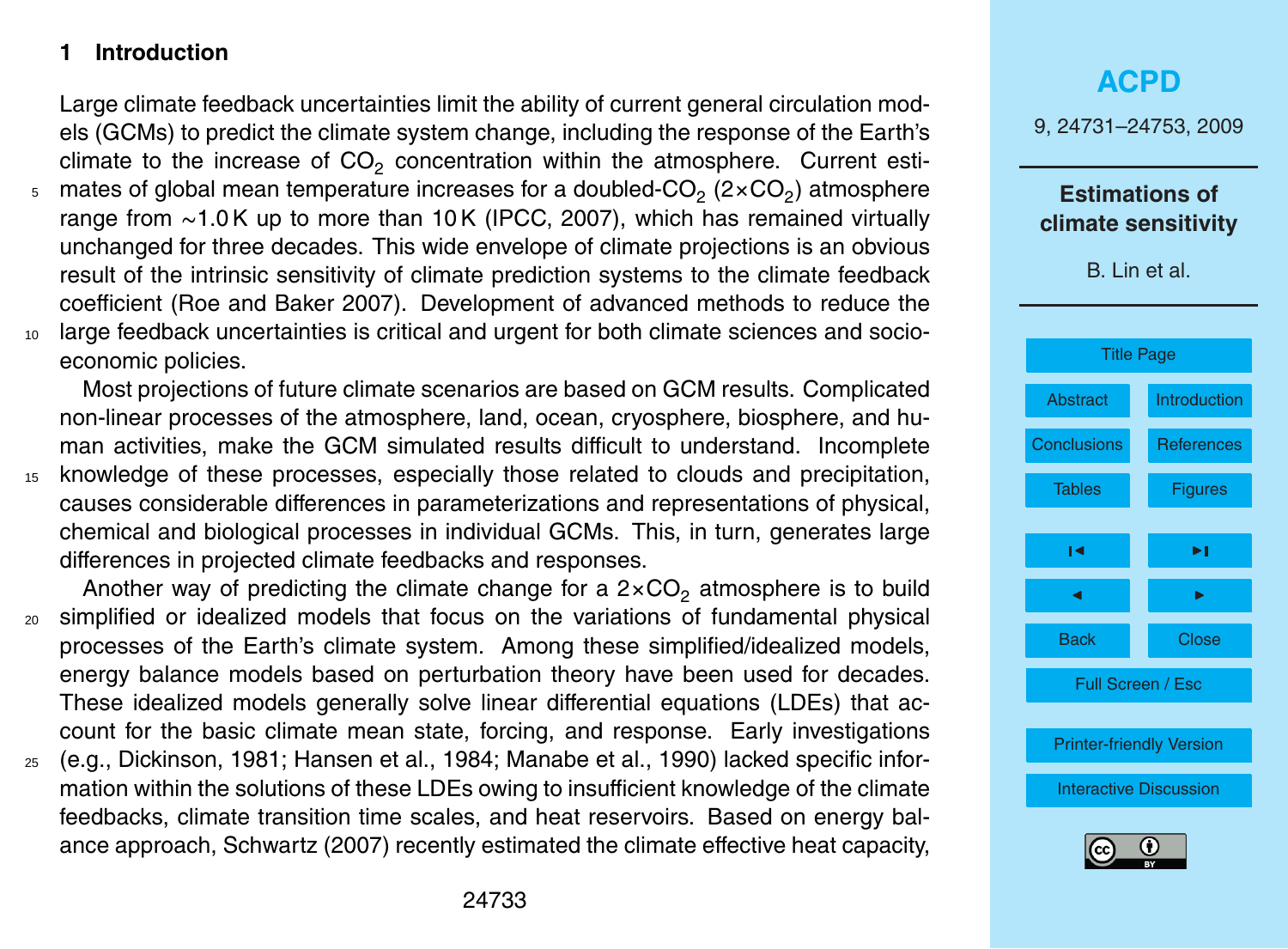## 1 Introduction

Large climate feedback uncertainties limit the ability of current general circulation models (GCMs) to predict the climate system change, including the response of the Earth's climate to the increase of $CO_2$ concentration within the atmosphere. Current estimates of global mean temperature increases for a doubled-$CO_2$ ($2\times CO_2$) atmosphere range from $\sim$1.0 K up to more than 10 K (IPCC, 2007), which has remained virtually unchanged for three decades. This wide envelope of climate projections is an obvious result of the intrinsic sensitivity of climate prediction systems to the climate feedback coefficient (Roe and Baker 2007). Development of advanced methods to reduce the large feedback uncertainties is critical and urgent for both climate sciences and socio-economic policies.

Most projections of future climate scenarios are based on GCM results. Complicated non-linear processes of the atmosphere, land, ocean, cryosphere, biosphere, and human activities, make the GCM simulated results difficult to understand. Incomplete knowledge of these processes, especially those related to clouds and precipitation, causes considerable differences in parameterizations and representations of physical, chemical and biological processes in individual GCMs. This, in turn, generates large differences in projected climate feedbacks and responses.

Another way of predicting the climate change for a $2\times CO_2$ atmosphere is to build simplified or idealized models that focus on the variations of fundamental physical processes of the Earth's climate system. Among these simplified/idealized models, energy balance models based on perturbation theory have been used for decades. These idealized models generally solve linear differential equations (LDEs) that account for the basic climate mean state, forcing, and response. Early investigations (e.g., Dickinson, 1981; Hansen et al., 1984; Manabe et al., 1990) lacked specific information within the solutions of these LDEs owing to insufficient knowledge of the climate feedbacks, climate transition time scales, and heat reservoirs. Based on energy balance approach, Schwartz (2007) recently estimated the climate effective heat capacity,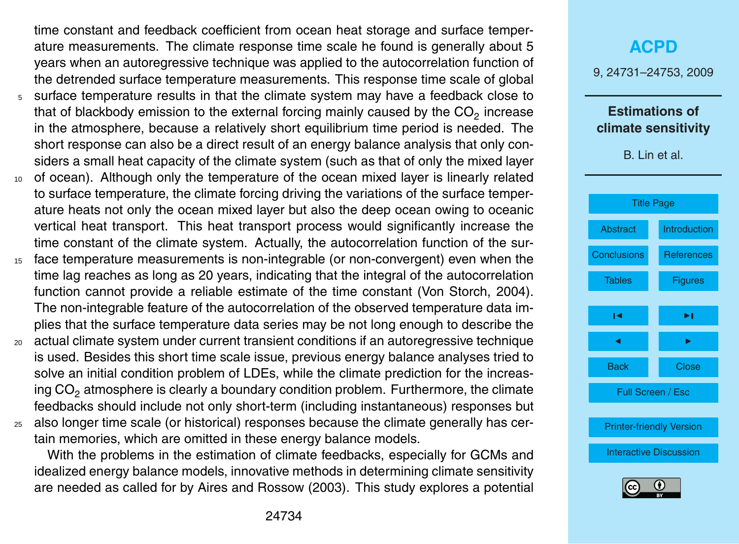time constant and feedback coefficient from ocean heat storage and surface temperature measurements. The climate response time scale he found is generally about 5 years when an autoregressive technique was applied to the autocorrelation function of the detrended surface temperature measurements. This response time scale of global surface temperature results in that the climate system may have a feedback close to that of blackbody emission to the external forcing mainly caused by the $CO_2$ increase in the atmosphere, because a relatively short equilibrium time period is needed. The short response can also be a direct result of an energy balance analysis that only considers a small heat capacity of the climate system (such as that of only the mixed layer of ocean). Although only the temperature of the ocean mixed layer is linearly related to surface temperature, the climate forcing driving the variations of the surface temperature heats not only the ocean mixed layer but also the deep ocean owing to oceanic vertical heat transport. This heat transport process would significantly increase the time constant of the climate system. Actually, the autocorrelation function of the surface temperature measurements is non-integrable (or non-convergent) even when the time lag reaches as long as 20 years, indicating that the integral of the autocorrelation function cannot provide a reliable estimate of the time constant (Von Storch, 2004). The non-integrable feature of the autocorrelation of the observed temperature data implies that the surface temperature data series may be not long enough to describe the actual climate system under current transient conditions if an autoregressive technique is used. Besides this short time scale issue, previous energy balance analyses tried to solve an initial condition problem of LDEs, while the climate prediction for the increasing $CO_2$ atmosphere is clearly a boundary condition problem. Furthermore, the climate feedbacks should include not only short-term (including instantaneous) responses but also longer time scale (or historical) responses because the climate generally has certain memories, which are omitted in these energy balance models.

With the problems in the estimation of climate feedbacks, especially for GCMs and idealized energy balance models, innovative methods in determining climate sensitivity are needed as called for by Aires and Rossow (2003). This study explores a potential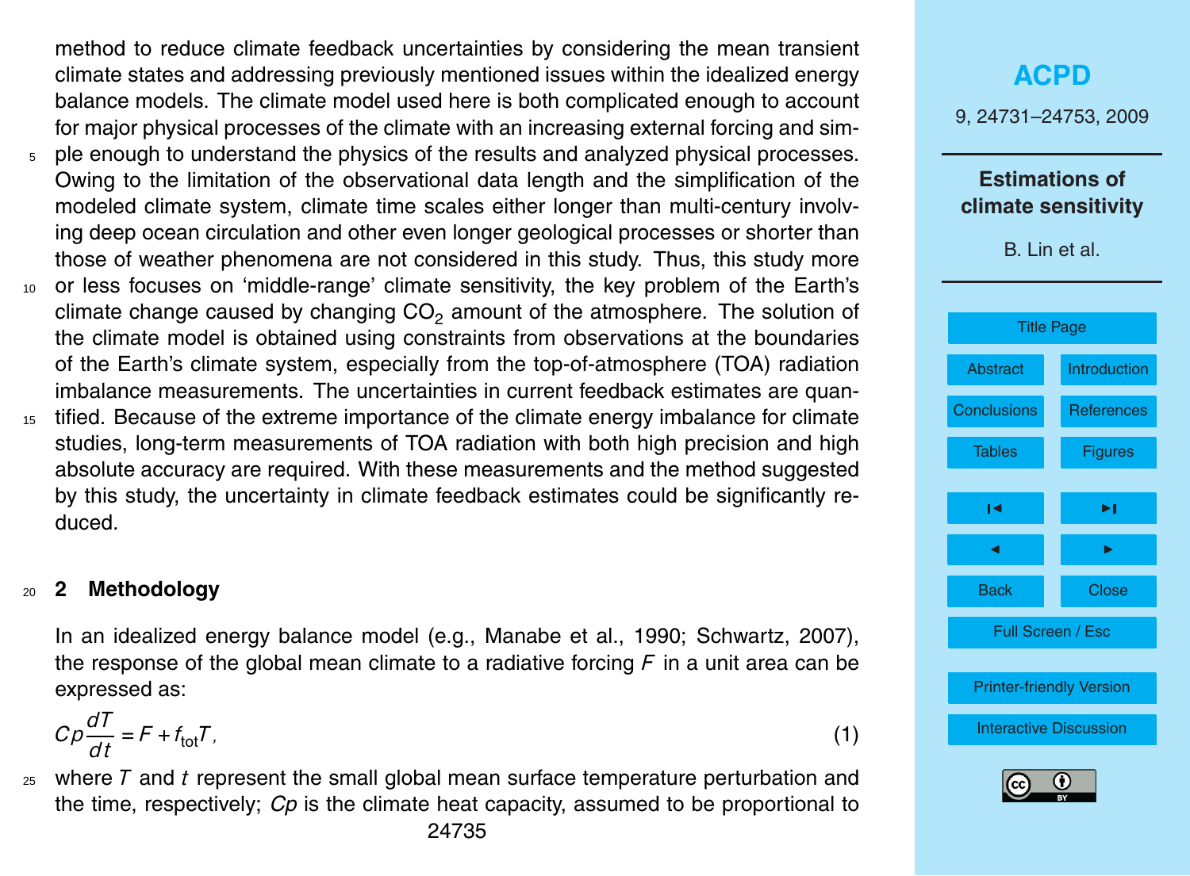method to reduce climate feedback uncertainties by considering the mean transient climate states and addressing previously mentioned issues within the idealized energy balance models. The climate model used here is both complicated enough to account for major physical processes of the climate with an increasing external forcing and simple enough to understand the physics of the results and analyzed physical processes. Owing to the limitation of the observational data length and the simplification of the modeled climate system, climate time scales either longer than multi-century involving deep ocean circulation and other even longer geological processes or shorter than those of weather phenomena are not considered in this study. Thus, this study more or less focuses on 'middle-range' climate sensitivity, the key problem of the Earth's climate change caused by changing $CO_2$ amount of the atmosphere. The solution of the climate model is obtained using constraints from observations at the boundaries of the Earth's climate system, especially from the top-of-atmosphere (TOA) radiation imbalance measurements. The uncertainties in current feedback estimates are quantified. Because of the extreme importance of the climate energy imbalance for climate studies, long-term measurements of TOA radiation with both high precision and high absolute accuracy are required. With these measurements and the method suggested by this study, the uncertainty in climate feedback estimates could be significantly reduced.

## 2 Methodology

In an idealized energy balance model (e.g., Manabe et al., 1990; Schwartz, 2007), the response of the global mean climate to a radiative forcing $F$ in a unit area can be expressed as:

$$Cp\frac{dT}{dt} = F + f_{\text{tot}}T, \tag{1}$$

where $T$ and $t$ represent the small global mean surface temperature perturbation and the time, respectively; $Cp$ is the climate heat capacity, assumed to be proportional to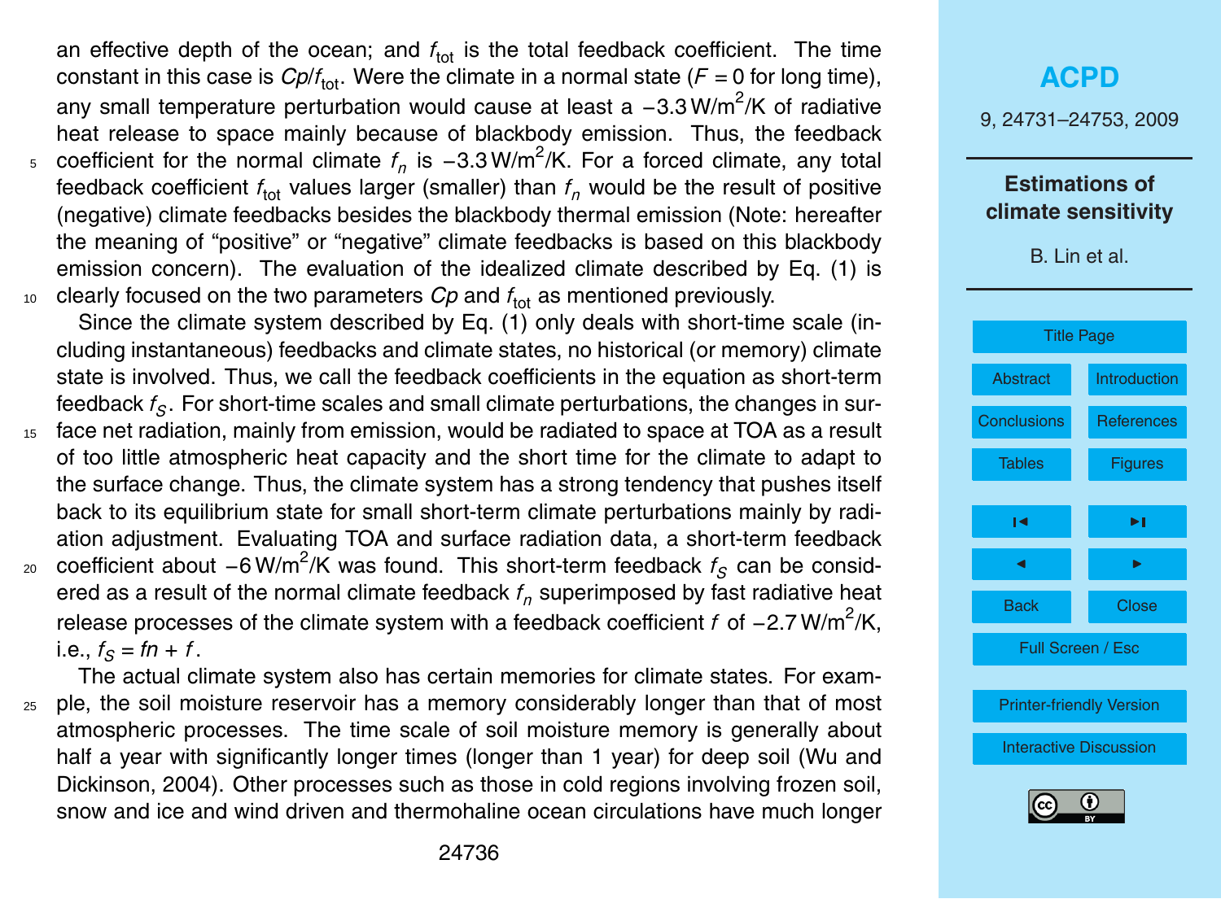an effective depth of the ocean; and $f_{tot}$ is the total feedback coefficient. The time constant in this case is $Cp/f_{tot}$. Were the climate in a normal state ($F = 0$ for long time), any small temperature perturbation would cause at least a $-3.3\,\mathrm{W/m^2/K}$ of radiative heat release to space mainly because of blackbody emission. Thus, the feedback coefficient for the normal climate $f_n$ is $-3.3\,\mathrm{W/m^2/K}$. For a forced climate, any total feedback coefficient $f_{tot}$ values larger (smaller) than $f_n$ would be the result of positive (negative) climate feedbacks besides the blackbody thermal emission (Note: hereafter the meaning of "positive" or "negative" climate feedbacks is based on this blackbody emission concern). The evaluation of the idealized climate described by Eq. (1) is clearly focused on the two parameters $Cp$ and $f_{tot}$ as mentioned previously.

Since the climate system described by Eq. (1) only deals with short-time scale (including instantaneous) feedbacks and climate states, no historical (or memory) climate state is involved. Thus, we call the feedback coefficients in the equation as short-term feedback $f_S$. For short-time scales and small climate perturbations, the changes in surface net radiation, mainly from emission, would be radiated to space at TOA as a result of too little atmospheric heat capacity and the short time for the climate to adapt to the surface change. Thus, the climate system has a strong tendency that pushes itself back to its equilibrium state for small short-term climate perturbations mainly by radiation adjustment. Evaluating TOA and surface radiation data, a short-term feedback coefficient about $-6\,\mathrm{W/m^2/K}$ was found. This short-term feedback $f_S$ can be considered as a result of the normal climate feedback $f_n$ superimposed by fast radiative heat release processes of the climate system with a feedback coefficient $f$ of $-2.7\,\mathrm{W/m^2/K}$, i.e., $f_S = fn + f$.

The actual climate system also has certain memories for climate states. For example, the soil moisture reservoir has a memory considerably longer than that of most atmospheric processes. The time scale of soil moisture memory is generally about half a year with significantly longer times (longer than 1 year) for deep soil (Wu and Dickinson, 2004). Other processes such as those in cold regions involving frozen soil, snow and ice and wind driven and thermohaline ocean circulations have much longer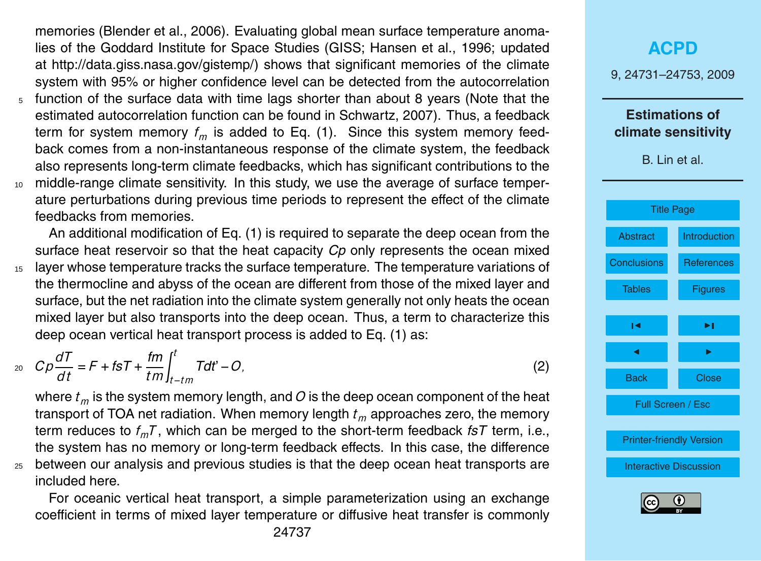memories (Blender et al., 2006). Evaluating global mean surface temperature anomalies of the Goddard Institute for Space Studies (GISS; Hansen et al., 1996; updated at http://data.giss.nasa.gov/gistemp/) shows that significant memories of the climate system with 95% or higher confidence level can be detected from the autocorrelation function of the surface data with time lags shorter than about 8 years (Note that the estimated autocorrelation function can be found in Schwartz, 2007). Thus, a feedback term for system memory $f_m$ is added to Eq. (1). Since this system memory feedback comes from a non-instantaneous response of the climate system, the feedback also represents long-term climate feedbacks, which has significant contributions to the middle-range climate sensitivity. In this study, we use the average of surface temperature perturbations during previous time periods to represent the effect of the climate feedbacks from memories.

An additional modification of Eq. (1) is required to separate the deep ocean from the surface heat reservoir so that the heat capacity $Cp$ only represents the ocean mixed layer whose temperature tracks the surface temperature. The temperature variations of the thermocline and abyss of the ocean are different from those of the mixed layer and surface, but the net radiation into the climate system generally not only heats the ocean mixed layer but also transports into the deep ocean. Thus, a term to characterize this deep ocean vertical heat transport process is added to Eq. (1) as:

$$Cp\frac{dT}{dt} = F + fsT + \frac{fm}{tm}\int_{t-tm}^{t} Tdt' - O, \tag{2}$$

where $t_m$ is the system memory length, and $O$ is the deep ocean component of the heat transport of TOA net radiation. When memory length $t_m$ approaches zero, the memory term reduces to $f_m T$, which can be merged to the short-term feedback $fsT$ term, i.e., the system has no memory or long-term feedback effects. In this case, the difference between our analysis and previous studies is that the deep ocean heat transports are included here.

For oceanic vertical heat transport, a simple parameterization using an exchange coefficient in terms of mixed layer temperature or diffusive heat transfer is commonly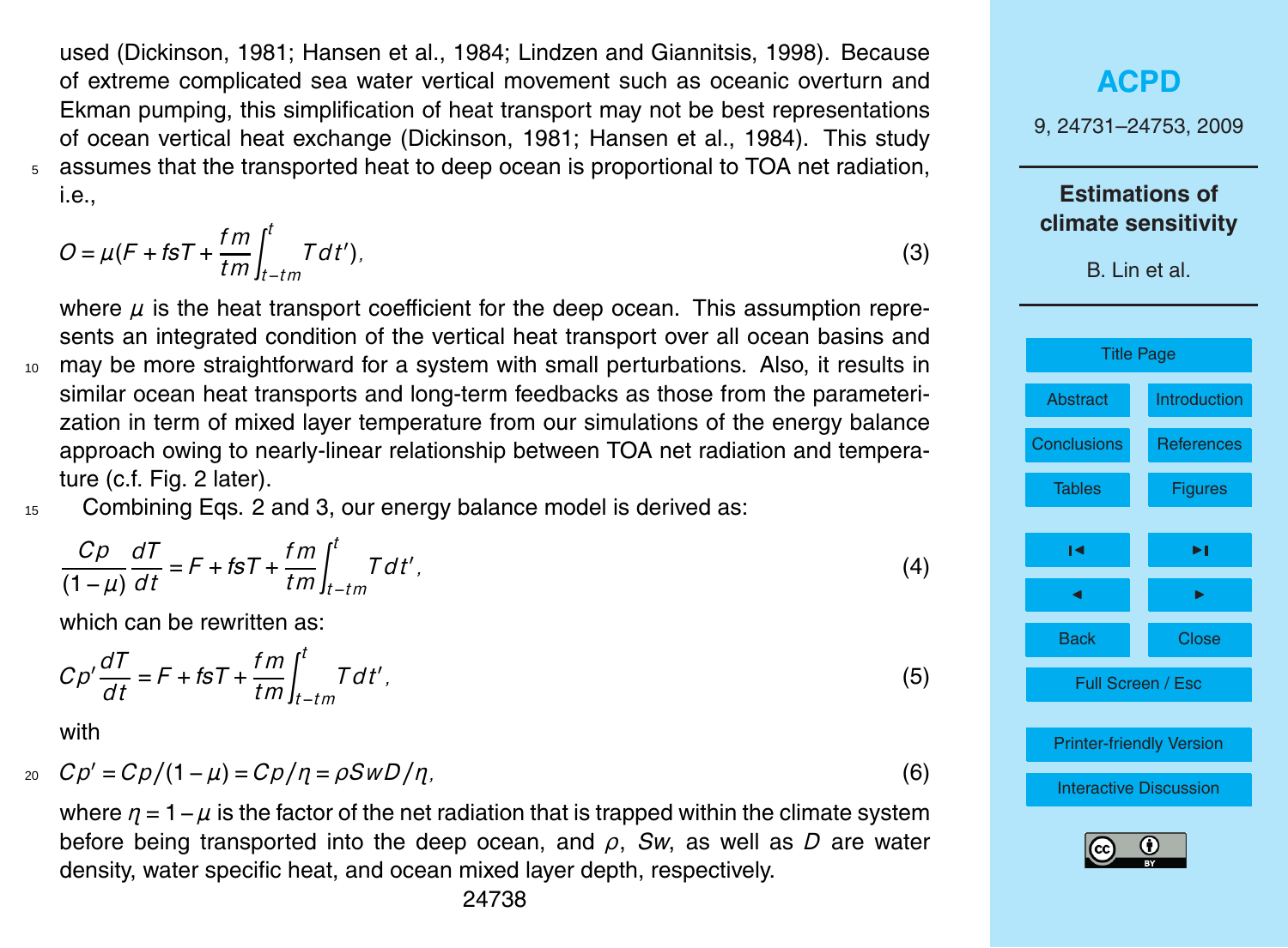used (Dickinson, 1981; Hansen et al., 1984; Lindzen and Giannitsis, 1998). Because of extreme complicated sea water vertical movement such as oceanic overturn and Ekman pumping, this simplification of heat transport may not be best representations of ocean vertical heat exchange (Dickinson, 1981; Hansen et al., 1984). This study assumes that the transported heat to deep ocean is proportional to TOA net radiation, i.e.,

$$O = \mu \left(F + fsT + \frac{fm}{tm}\int_{t-tm}^{t} T\,dt'\right), \tag{3}$$

where $\mu$ is the heat transport coefficient for the deep ocean. This assumption represents an integrated condition of the vertical heat transport over all ocean basins and may be more straightforward for a system with small perturbations. Also, it results in similar ocean heat transports and long-term feedbacks as those from the parameterization in term of mixed layer temperature from our simulations of the energy balance approach owing to nearly-linear relationship between TOA net radiation and temperature (c.f. Fig. 2 later).

Combining Eqs. 2 and 3, our energy balance model is derived as:

$$\frac{Cp}{(1-\mu)}\frac{dT}{dt} = F + fsT + \frac{fm}{tm}\int_{t-tm}^{t} T\,dt', \tag{4}$$

which can be rewritten as:

$$Cp'\frac{dT}{dt} = F + fsT + \frac{fm}{tm}\int_{t-tm}^{t} T\,dt', \tag{5}$$

with

$$Cp' = Cp/(1-\mu) = Cp/\eta = \rho SwD/\eta, \tag{6}$$

where $\eta = 1-\mu$ is the factor of the net radiation that is trapped within the climate system before being transported into the deep ocean, and $\rho$, $Sw$, as well as $D$ are water density, water specific heat, and ocean mixed layer depth, respectively.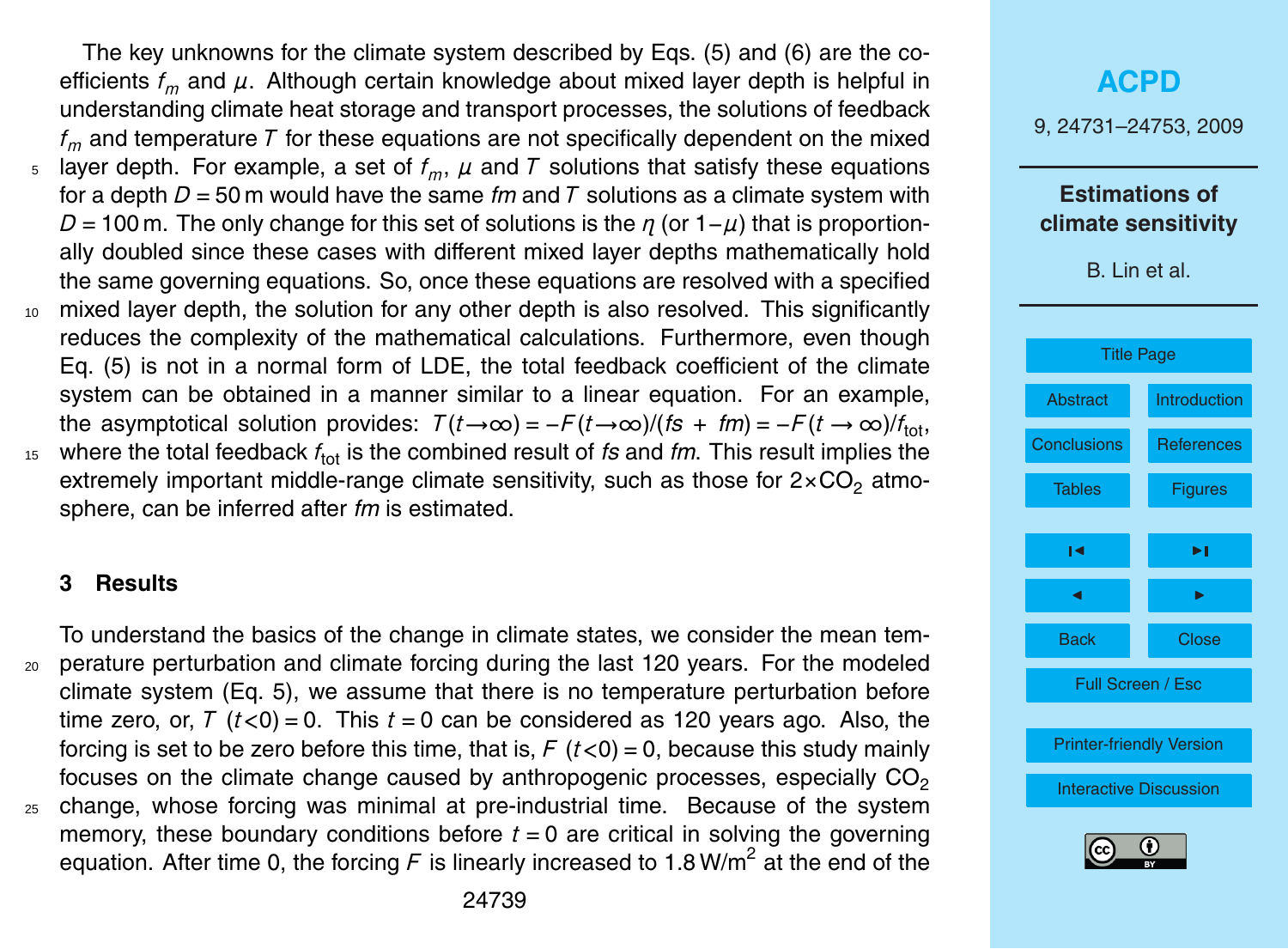The key unknowns for the climate system described by Eqs. (5) and (6) are the coefficients $f_m$ and $\mu$. Although certain knowledge about mixed layer depth is helpful in understanding climate heat storage and transport processes, the solutions of feedback $f_m$ and temperature $T$ for these equations are not specifically dependent on the mixed layer depth. For example, a set of $f_m$, $\mu$ and $T$ solutions that satisfy these equations for a depth $D = 50$ m would have the same $fm$ and $T$ solutions as a climate system with $D = 100$ m. The only change for this set of solutions is the $\eta$ (or $1-\mu$) that is proportionally doubled since these cases with different mixed layer depths mathematically hold the same governing equations. So, once these equations are resolved with a specified mixed layer depth, the solution for any other depth is also resolved. This significantly reduces the complexity of the mathematical calculations. Furthermore, even though Eq. (5) is not in a normal form of LDE, the total feedback coefficient of the climate system can be obtained in a manner similar to a linear equation. For an example, the asymptotical solution provides: $T(t \rightarrow \infty) = -F(t \rightarrow \infty)/(fs + fm) = -F(t \rightarrow \infty)/f_{\text{tot}}$, where the total feedback $f_{\text{tot}}$ is the combined result of $fs$ and $fm$. This result implies the extremely important middle-range climate sensitivity, such as those for $2\times CO_2$ atmosphere, can be inferred after $fm$ is estimated.

## 3 Results

To understand the basics of the change in climate states, we consider the mean temperature perturbation and climate forcing during the last 120 years. For the modeled climate system (Eq. 5), we assume that there is no temperature perturbation before time zero, or, $T$ $(t<0) = 0$. This $t = 0$ can be considered as 120 years ago. Also, the forcing is set to be zero before this time, that is, $F$ $(t<0) = 0$, because this study mainly focuses on the climate change caused by anthropogenic processes, especially $CO_2$ change, whose forcing was minimal at pre-industrial time. Because of the system memory, these boundary conditions before $t = 0$ are critical in solving the governing equation. After time 0, the forcing $F$ is linearly increased to 1.8 $W/m^2$ at the end of the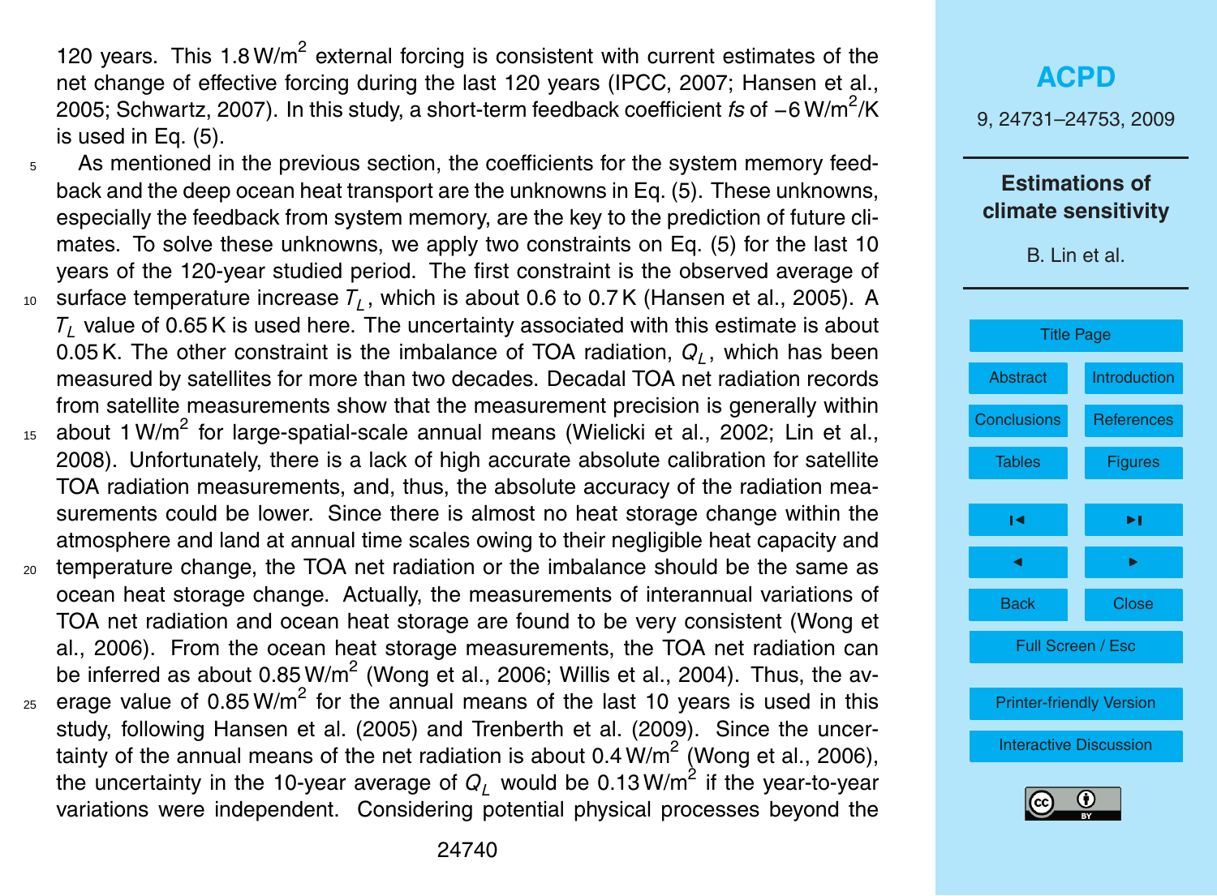120 years. This 1.8 W/m$^2$ external forcing is consistent with current estimates of the net change of effective forcing during the last 120 years (IPCC, 2007; Hansen et al., 2005; Schwartz, 2007). In this study, a short-term feedback coefficient *fs* of −6 W/m$^2$/K is used in Eq. (5).

As mentioned in the previous section, the coefficients for the system memory feedback and the deep ocean heat transport are the unknowns in Eq. (5). These unknowns, especially the feedback from system memory, are the key to the prediction of future climates. To solve these unknowns, we apply two constraints on Eq. (5) for the last 10 years of the 120-year studied period. The first constraint is the observed average of surface temperature increase $T_L$, which is about 0.6 to 0.7 K (Hansen et al., 2005). A $T_L$ value of 0.65 K is used here. The uncertainty associated with this estimate is about 0.05 K. The other constraint is the imbalance of TOA radiation, $Q_L$, which has been measured by satellites for more than two decades. Decadal TOA net radiation records from satellite measurements show that the measurement precision is generally within about 1 W/m$^2$ for large-spatial-scale annual means (Wielicki et al., 2002; Lin et al., 2008). Unfortunately, there is a lack of high accurate absolute calibration for satellite TOA radiation measurements, and, thus, the absolute accuracy of the radiation measurements could be lower. Since there is almost no heat storage change within the atmosphere and land at annual time scales owing to their negligible heat capacity and temperature change, the TOA net radiation or the imbalance should be the same as ocean heat storage change. Actually, the measurements of interannual variations of TOA net radiation and ocean heat storage are found to be very consistent (Wong et al., 2006). From the ocean heat storage measurements, the TOA net radiation can be inferred as about 0.85 W/m$^2$ (Wong et al., 2006; Willis et al., 2004). Thus, the average value of 0.85 W/m$^2$ for the annual means of the last 10 years is used in this study, following Hansen et al. (2005) and Trenberth et al. (2009). Since the uncertainty of the annual means of the net radiation is about 0.4 W/m$^2$ (Wong et al., 2006), the uncertainty in the 10-year average of $Q_L$ would be 0.13 W/m$^2$ if the year-to-year variations were independent. Considering potential physical processes beyond the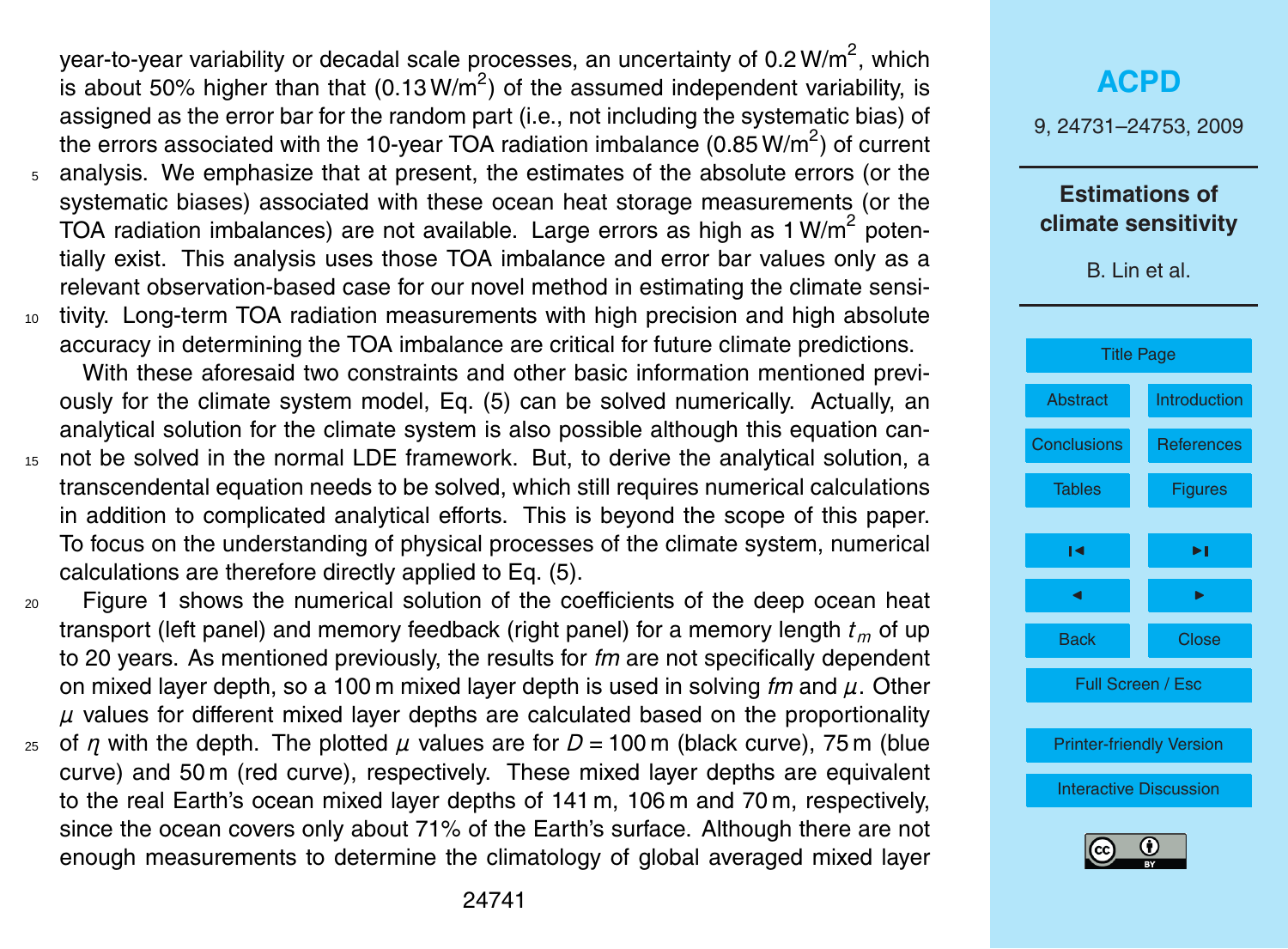year-to-year variability or decadal scale processes, an uncertainty of 0.2 $W/m^2$, which is about 50% higher than that (0.13 $W/m^2$) of the assumed independent variability, is assigned as the error bar for the random part (i.e., not including the systematic bias) of the errors associated with the 10-year TOA radiation imbalance (0.85 $W/m^2$) of current analysis. We emphasize that at present, the estimates of the absolute errors (or the systematic biases) associated with these ocean heat storage measurements (or the TOA radiation imbalances) are not available. Large errors as high as 1 $W/m^2$ potentially exist. This analysis uses those TOA imbalance and error bar values only as a relevant observation-based case for our novel method in estimating the climate sensitivity. Long-term TOA radiation measurements with high precision and high absolute accuracy in determining the TOA imbalance are critical for future climate predictions.

With these aforesaid two constraints and other basic information mentioned previously for the climate system model, Eq. (5) can be solved numerically. Actually, an analytical solution for the climate system is also possible although this equation cannot be solved in the normal LDE framework. But, to derive the analytical solution, a transcendental equation needs to be solved, which still requires numerical calculations in addition to complicated analytical efforts. This is beyond the scope of this paper. To focus on the understanding of physical processes of the climate system, numerical calculations are therefore directly applied to Eq. (5).

Figure 1 shows the numerical solution of the coefficients of the deep ocean heat transport (left panel) and memory feedback (right panel) for a memory length $t_m$ of up to 20 years. As mentioned previously, the results for *fm* are not specifically dependent on mixed layer depth, so a 100 m mixed layer depth is used in solving *fm* and $\mu$. Other $\mu$ values for different mixed layer depths are calculated based on the proportionality of $\eta$ with the depth. The plotted $\mu$ values are for $D = 100$ m (black curve), 75 m (blue curve) and 50 m (red curve), respectively. These mixed layer depths are equivalent to the real Earth's ocean mixed layer depths of 141 m, 106 m and 70 m, respectively, since the ocean covers only about 71% of the Earth's surface. Although there are not enough measurements to determine the climatology of global averaged mixed layer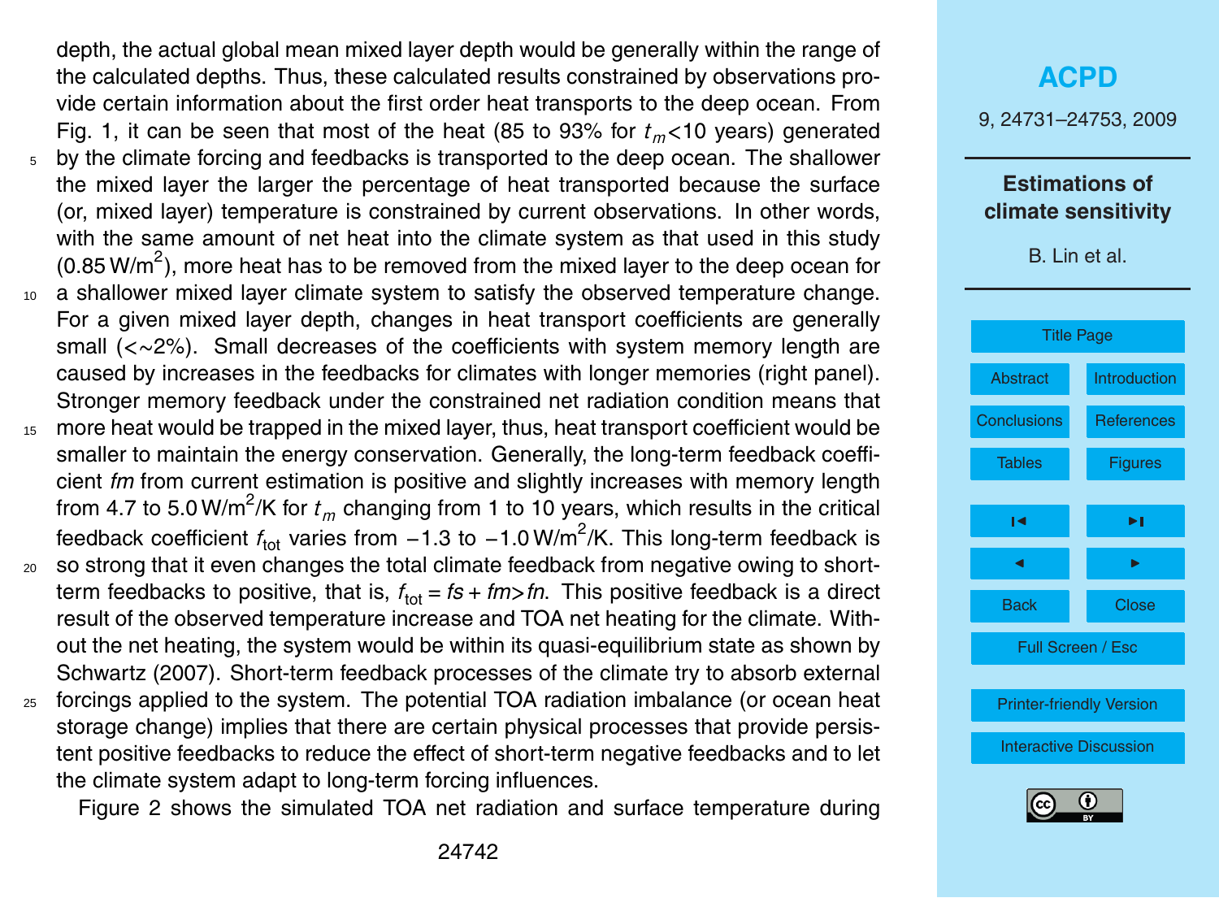depth, the actual global mean mixed layer depth would be generally within the range of the calculated depths. Thus, these calculated results constrained by observations provide certain information about the first order heat transports to the deep ocean. From Fig. 1, it can be seen that most of the heat (85 to 93% for $t_m$<10 years) generated by the climate forcing and feedbacks is transported to the deep ocean. The shallower the mixed layer the larger the percentage of heat transported because the surface (or, mixed layer) temperature is constrained by current observations. In other words, with the same amount of net heat into the climate system as that used in this study (0.85 W/m$^2$), more heat has to be removed from the mixed layer to the deep ocean for a shallower mixed layer climate system to satisfy the observed temperature change. For a given mixed layer depth, changes in heat transport coefficients are generally small (<∼2%). Small decreases of the coefficients with system memory length are caused by increases in the feedbacks for climates with longer memories (right panel). Stronger memory feedback under the constrained net radiation condition means that more heat would be trapped in the mixed layer, thus, heat transport coefficient would be smaller to maintain the energy conservation. Generally, the long-term feedback coefficient *fm* from current estimation is positive and slightly increases with memory length from 4.7 to 5.0 W/m$^2$/K for $t_m$ changing from 1 to 10 years, which results in the critical feedback coefficient $f_{tot}$ varies from −1.3 to −1.0 W/m$^2$/K. This long-term feedback is so strong that it even changes the total climate feedback from negative owing to short-term feedbacks to positive, that is, $f_{tot} = fs + fm > fn$. This positive feedback is a direct result of the observed temperature increase and TOA net heating for the climate. Without the net heating, the system would be within its quasi-equilibrium state as shown by Schwartz (2007). Short-term feedback processes of the climate try to absorb external forcings applied to the system. The potential TOA radiation imbalance (or ocean heat storage change) implies that there are certain physical processes that provide persistent positive feedbacks to reduce the effect of short-term negative feedbacks and to let the climate system adapt to long-term forcing influences.

Figure 2 shows the simulated TOA net radiation and surface temperature during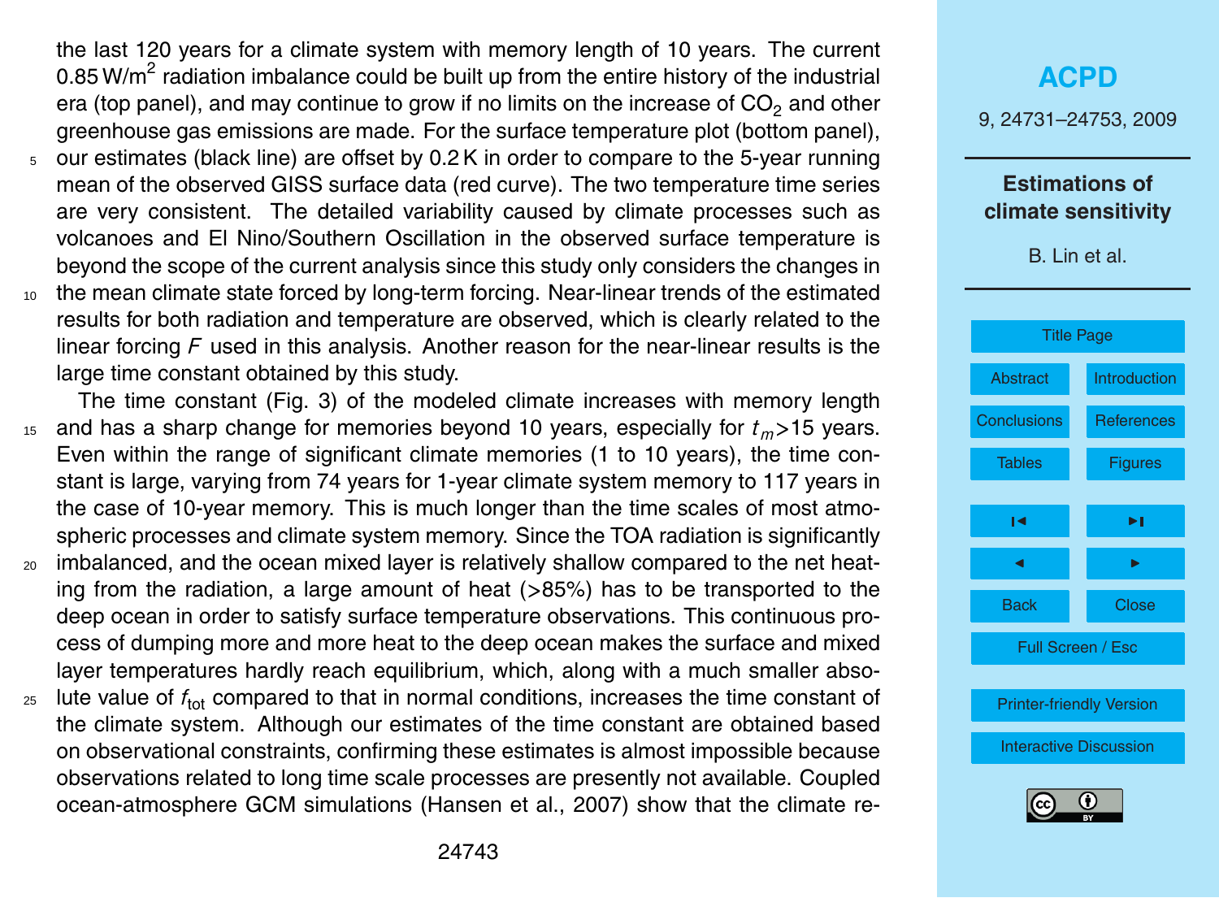the last 120 years for a climate system with memory length of 10 years. The current 0.85 W/m$^2$ radiation imbalance could be built up from the entire history of the industrial era (top panel), and may continue to grow if no limits on the increase of $CO_2$ and other greenhouse gas emissions are made. For the surface temperature plot (bottom panel), our estimates (black line) are offset by 0.2 K in order to compare to the 5-year running mean of the observed GISS surface data (red curve). The two temperature time series are very consistent. The detailed variability caused by climate processes such as volcanoes and El Nino/Southern Oscillation in the observed surface temperature is beyond the scope of the current analysis since this study only considers the changes in the mean climate state forced by long-term forcing. Near-linear trends of the estimated results for both radiation and temperature are observed, which is clearly related to the linear forcing $F$ used in this analysis. Another reason for the near-linear results is the large time constant obtained by this study.

The time constant (Fig. 3) of the modeled climate increases with memory length and has a sharp change for memories beyond 10 years, especially for $t_m$>15 years. Even within the range of significant climate memories (1 to 10 years), the time constant is large, varying from 74 years for 1-year climate system memory to 117 years in the case of 10-year memory. This is much longer than the time scales of most atmospheric processes and climate system memory. Since the TOA radiation is significantly imbalanced, and the ocean mixed layer is relatively shallow compared to the net heating from the radiation, a large amount of heat (>85%) has to be transported to the deep ocean in order to satisfy surface temperature observations. This continuous process of dumping more and more heat to the deep ocean makes the surface and mixed layer temperatures hardly reach equilibrium, which, along with a much smaller absolute value of $f_{\text{tot}}$ compared to that in normal conditions, increases the time constant of the climate system. Although our estimates of the time constant are obtained based on observational constraints, confirming these estimates is almost impossible because observations related to long time scale processes are presently not available. Coupled ocean-atmosphere GCM simulations (Hansen et al., 2007) show that the climate re-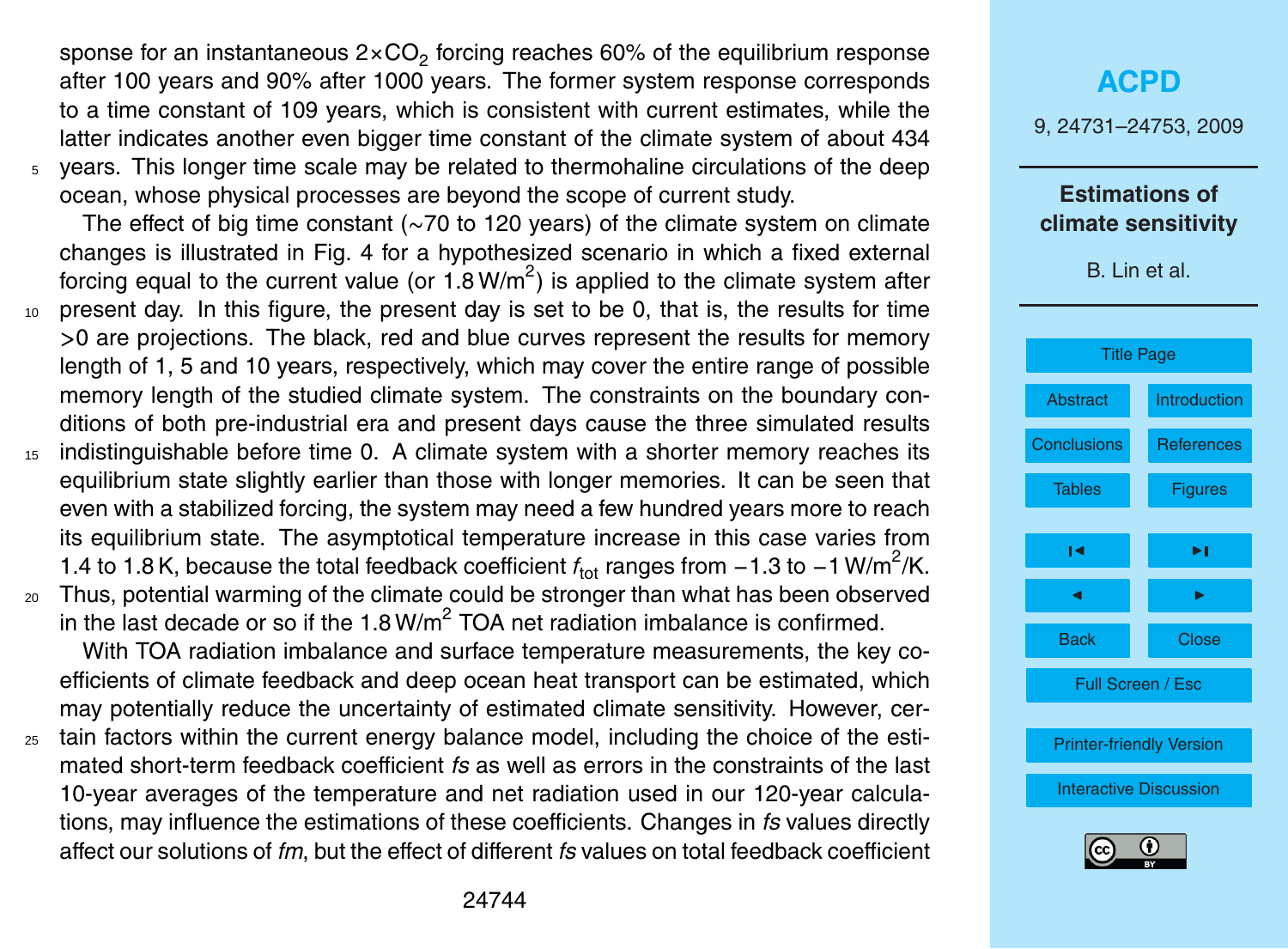sponse for an instantaneous $2\times CO_2$ forcing reaches 60% of the equilibrium response after 100 years and 90% after 1000 years. The former system response corresponds to a time constant of 109 years, which is consistent with current estimates, while the latter indicates another even bigger time constant of the climate system of about 434 years. This longer time scale may be related to thermohaline circulations of the deep ocean, whose physical processes are beyond the scope of current study.

The effect of big time constant (~70 to 120 years) of the climate system on climate changes is illustrated in Fig. 4 for a hypothesized scenario in which a fixed external forcing equal to the current value (or $1.8\,W/m^2$) is applied to the climate system after present day. In this figure, the present day is set to be 0, that is, the results for time >0 are projections. The black, red and blue curves represent the results for memory length of 1, 5 and 10 years, respectively, which may cover the entire range of possible memory length of the studied climate system. The constraints on the boundary conditions of both pre-industrial era and present days cause the three simulated results indistinguishable before time 0. A climate system with a shorter memory reaches its equilibrium state slightly earlier than those with longer memories. It can be seen that even with a stabilized forcing, the system may need a few hundred years more to reach its equilibrium state. The asymptotical temperature increase in this case varies from 1.4 to 1.8 K, because the total feedback coefficient $f_{tot}$ ranges from $-1.3$ to $-1\,W/m^2/K$. Thus, potential warming of the climate could be stronger than what has been observed in the last decade or so if the $1.8\,W/m^2$ TOA net radiation imbalance is confirmed.

With TOA radiation imbalance and surface temperature measurements, the key coefficients of climate feedback and deep ocean heat transport can be estimated, which may potentially reduce the uncertainty of estimated climate sensitivity. However, certain factors within the current energy balance model, including the choice of the estimated short-term feedback coefficient *fs* as well as errors in the constraints of the last 10-year averages of the temperature and net radiation used in our 120-year calculations, may influence the estimations of these coefficients. Changes in *fs* values directly affect our solutions of *fm*, but the effect of different *fs* values on total feedback coefficient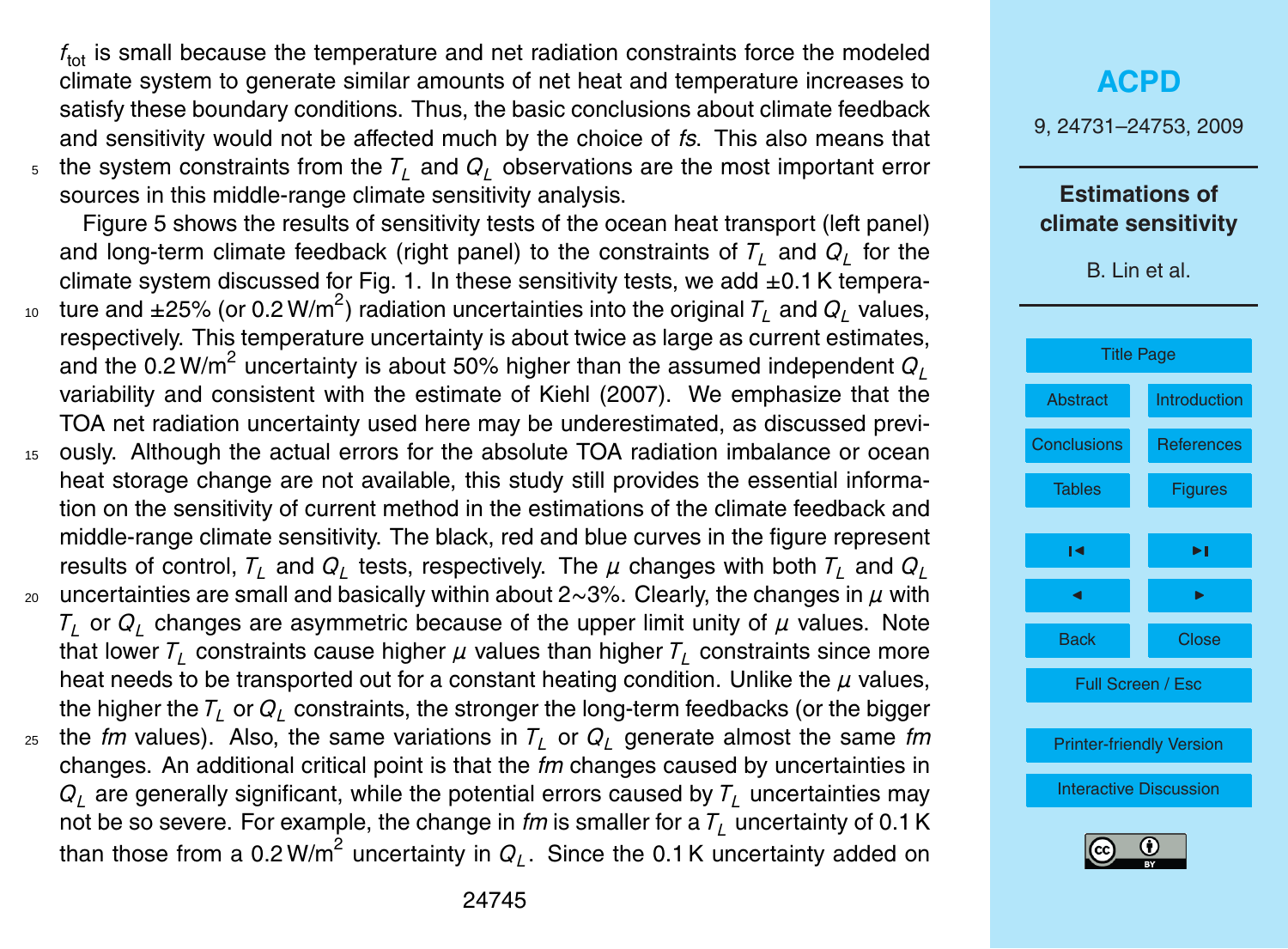$f_{tot}$ is small because the temperature and net radiation constraints force the modeled climate system to generate similar amounts of net heat and temperature increases to satisfy these boundary conditions. Thus, the basic conclusions about climate feedback and sensitivity would not be affected much by the choice of *fs*. This also means that the system constraints from the $T_L$ and $Q_L$ observations are the most important error sources in this middle-range climate sensitivity analysis.

Figure 5 shows the results of sensitivity tests of the ocean heat transport (left panel) and long-term climate feedback (right panel) to the constraints of $T_L$ and $Q_L$ for the climate system discussed for Fig. 1. In these sensitivity tests, we add ±0.1 K temperature and ±25% (or 0.2 W/m$^2$) radiation uncertainties into the original $T_L$ and $Q_L$ values, respectively. This temperature uncertainty is about twice as large as current estimates, and the 0.2 W/m$^2$ uncertainty is about 50% higher than the assumed independent $Q_L$ variability and consistent with the estimate of Kiehl (2007). We emphasize that the TOA net radiation uncertainty used here may be underestimated, as discussed previously. Although the actual errors for the absolute TOA radiation imbalance or ocean heat storage change are not available, this study still provides the essential information on the sensitivity of current method in the estimations of the climate feedback and middle-range climate sensitivity. The black, red and blue curves in the figure represent results of control, $T_L$ and $Q_L$ tests, respectively. The $\mu$ changes with both $T_L$ and $Q_L$ uncertainties are small and basically within about 2∼3%. Clearly, the changes in $\mu$ with $T_L$ or $Q_L$ changes are asymmetric because of the upper limit unity of $\mu$ values. Note that lower $T_L$ constraints cause higher $\mu$ values than higher $T_L$ constraints since more heat needs to be transported out for a constant heating condition. Unlike the $\mu$ values, the higher the $T_L$ or $Q_L$ constraints, the stronger the long-term feedbacks (or the bigger the *fm* values). Also, the same variations in $T_L$ or $Q_L$ generate almost the same *fm* changes. An additional critical point is that the *fm* changes caused by uncertainties in $Q_L$ are generally significant, while the potential errors caused by $T_L$ uncertainties may not be so severe. For example, the change in *fm* is smaller for a $T_L$ uncertainty of 0.1 K than those from a 0.2 W/m$^2$ uncertainty in $Q_L$. Since the 0.1 K uncertainty added on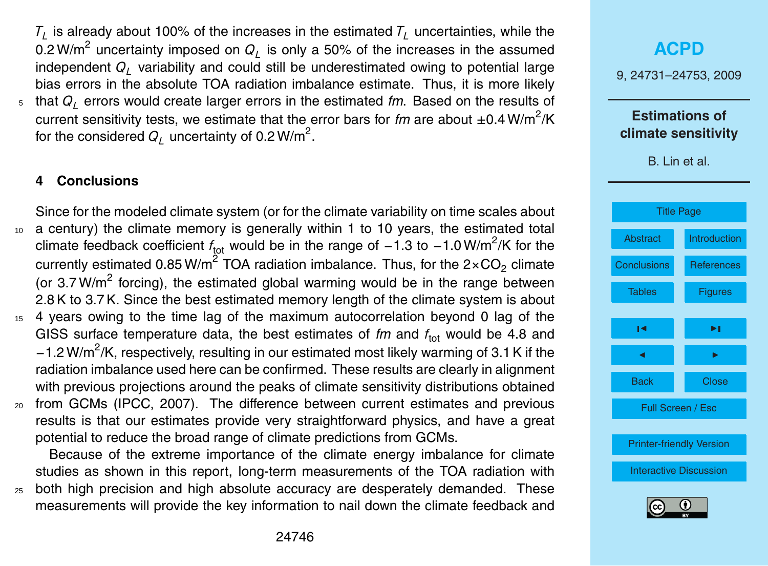$T_L$ is already about 100% of the increases in the estimated $T_L$ uncertainties, while the 0.2 W/m$^2$ uncertainty imposed on $Q_L$ is only a 50% of the increases in the assumed independent $Q_L$ variability and could still be underestimated owing to potential large bias errors in the absolute TOA radiation imbalance estimate. Thus, it is more likely that $Q_L$ errors would create larger errors in the estimated *fm*. Based on the results of current sensitivity tests, we estimate that the error bars for *fm* are about ±0.4 W/m$^2$/K for the considered $Q_L$ uncertainty of 0.2 W/m$^2$.

## 4 Conclusions

Since for the modeled climate system (or for the climate variability on time scales about a century) the climate memory is generally within 1 to 10 years, the estimated total climate feedback coefficient $f_{\mathrm{tot}}$ would be in the range of −1.3 to −1.0 W/m$^2$/K for the currently estimated 0.85 W/m$^2$ TOA radiation imbalance. Thus, for the 2×$CO_2$ climate (or 3.7 W/m$^2$ forcing), the estimated global warming would be in the range between 2.8 K to 3.7 K. Since the best estimated memory length of the climate system is about 4 years owing to the time lag of the maximum autocorrelation beyond 0 lag of the GISS surface temperature data, the best estimates of *fm* and $f_{\mathrm{tot}}$ would be 4.8 and −1.2 W/m$^2$/K, respectively, resulting in our estimated most likely warming of 3.1 K if the radiation imbalance used here can be confirmed. These results are clearly in alignment with previous projections around the peaks of climate sensitivity distributions obtained from GCMs (IPCC, 2007). The difference between current estimates and previous results is that our estimates provide very straightforward physics, and have a great potential to reduce the broad range of climate predictions from GCMs.

Because of the extreme importance of the climate energy imbalance for climate studies as shown in this report, long-term measurements of the TOA radiation with both high precision and high absolute accuracy are desperately demanded. These measurements will provide the key information to nail down the climate feedback and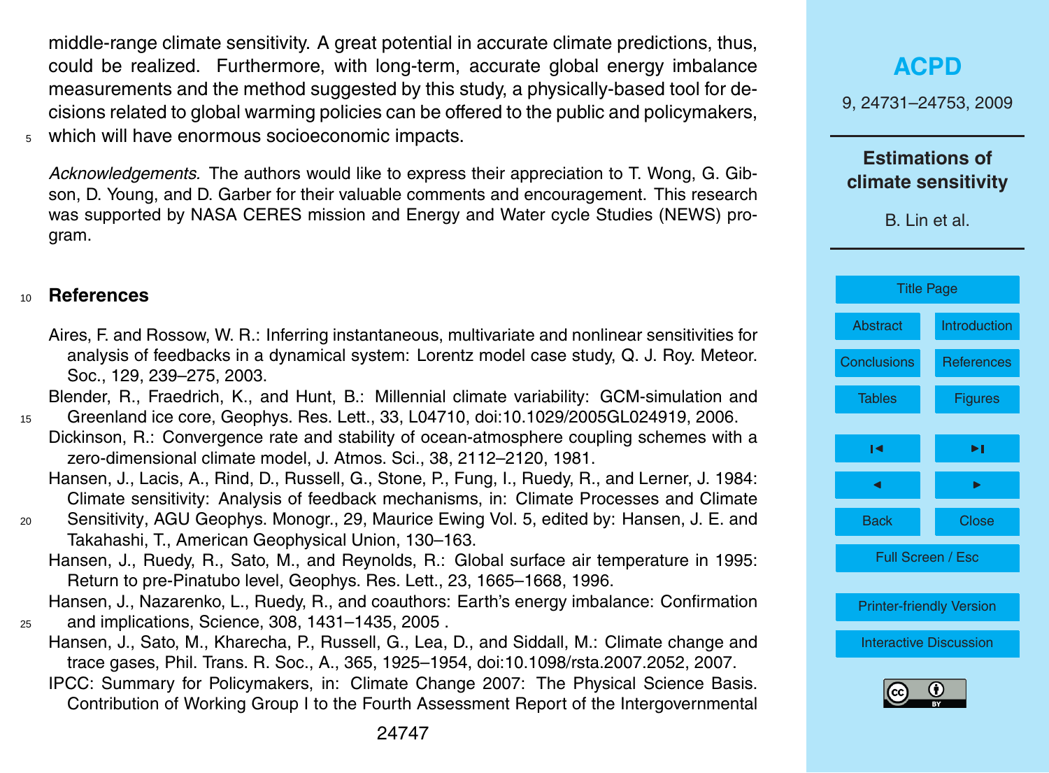middle-range climate sensitivity. A great potential in accurate climate predictions, thus, could be realized. Furthermore, with long-term, accurate global energy imbalance measurements and the method suggested by this study, a physically-based tool for decisions related to global warming policies can be offered to the public and policymakers, which will have enormous socioeconomic impacts.

*Acknowledgements.* The authors would like to express their appreciation to T. Wong, G. Gibson, D. Young, and D. Garber for their valuable comments and encouragement. This research was supported by NASA CERES mission and Energy and Water cycle Studies (NEWS) program.

## References

Aires, F. and Rossow, W. R.: Inferring instantaneous, multivariate and nonlinear sensitivities for analysis of feedbacks in a dynamical system: Lorentz model case study, Q. J. Roy. Meteor. Soc., 129, 239–275, 2003.

Blender, R., Fraedrich, K., and Hunt, B.: Millennial climate variability: GCM-simulation and Greenland ice core, Geophys. Res. Lett., 33, L04710, doi:10.1029/2005GL024919, 2006.

Dickinson, R.: Convergence rate and stability of ocean-atmosphere coupling schemes with a zero-dimensional climate model, J. Atmos. Sci., 38, 2112–2120, 1981.

Hansen, J., Lacis, A., Rind, D., Russell, G., Stone, P., Fung, I., Ruedy, R., and Lerner, J. 1984: Climate sensitivity: Analysis of feedback mechanisms, in: Climate Processes and Climate Sensitivity, AGU Geophys. Monogr., 29, Maurice Ewing Vol. 5, edited by: Hansen, J. E. and Takahashi, T., American Geophysical Union, 130–163.

Hansen, J., Ruedy, R., Sato, M., and Reynolds, R.: Global surface air temperature in 1995: Return to pre-Pinatubo level, Geophys. Res. Lett., 23, 1665–1668, 1996.

Hansen, J., Nazarenko, L., Ruedy, R., and coauthors: Earth's energy imbalance: Confirmation and implications, Science, 308, 1431–1435, 2005 .

Hansen, J., Sato, M., Kharecha, P., Russell, G., Lea, D., and Siddall, M.: Climate change and trace gases, Phil. Trans. R. Soc., A., 365, 1925–1954, doi:10.1098/rsta.2007.2052, 2007.

IPCC: Summary for Policymakers, in: Climate Change 2007: The Physical Science Basis. Contribution of Working Group I to the Fourth Assessment Report of the Intergovernmental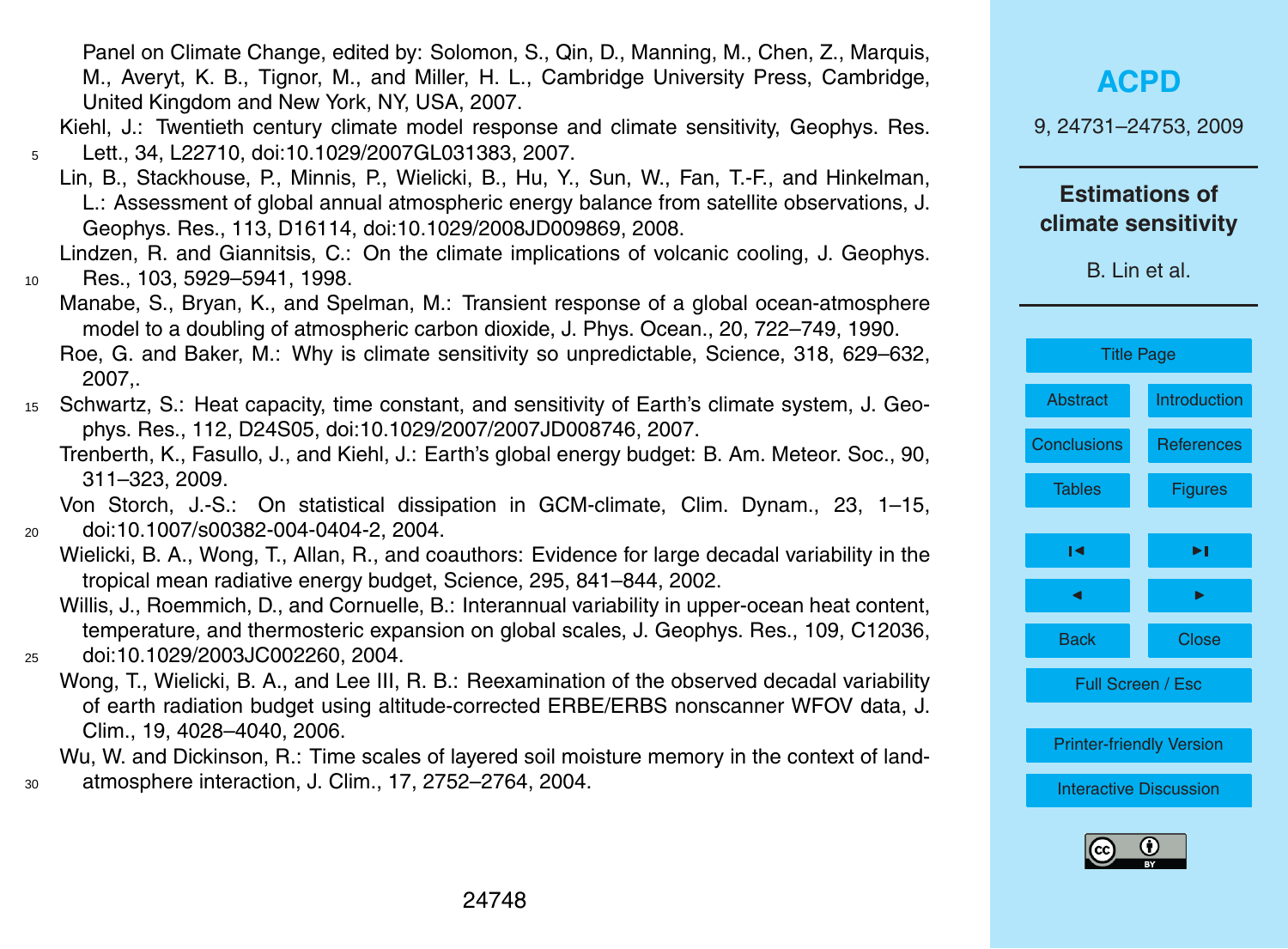Panel on Climate Change, edited by: Solomon, S., Qin, D., Manning, M., Chen, Z., Marquis, M., Averyt, K. B., Tignor, M., and Miller, H. L., Cambridge University Press, Cambridge, United Kingdom and New York, NY, USA, 2007.

Kiehl, J.: Twentieth century climate model response and climate sensitivity, Geophys. Res. Lett., 34, L22710, doi:10.1029/2007GL031383, 2007.

Lin, B., Stackhouse, P., Minnis, P., Wielicki, B., Hu, Y., Sun, W., Fan, T.-F., and Hinkelman, L.: Assessment of global annual atmospheric energy balance from satellite observations, J. Geophys. Res., 113, D16114, doi:10.1029/2008JD009869, 2008.

Lindzen, R. and Giannitsis, C.: On the climate implications of volcanic cooling, J. Geophys. Res., 103, 5929–5941, 1998.

Manabe, S., Bryan, K., and Spelman, M.: Transient response of a global ocean-atmosphere model to a doubling of atmospheric carbon dioxide, J. Phys. Ocean., 20, 722–749, 1990.

Roe, G. and Baker, M.: Why is climate sensitivity so unpredictable, Science, 318, 629–632, 2007,.

Schwartz, S.: Heat capacity, time constant, and sensitivity of Earth's climate system, J. Geophys. Res., 112, D24S05, doi:10.1029/2007/2007JD008746, 2007.

Trenberth, K., Fasullo, J., and Kiehl, J.: Earth's global energy budget: B. Am. Meteor. Soc., 90, 311–323, 2009.

Von Storch, J.-S.: On statistical dissipation in GCM-climate, Clim. Dynam., 23, 1–15, doi:10.1007/s00382-004-0404-2, 2004.

Wielicki, B. A., Wong, T., Allan, R., and coauthors: Evidence for large decadal variability in the tropical mean radiative energy budget, Science, 295, 841–844, 2002.

Willis, J., Roemmich, D., and Cornuelle, B.: Interannual variability in upper-ocean heat content, temperature, and thermosteric expansion on global scales, J. Geophys. Res., 109, C12036, doi:10.1029/2003JC002260, 2004.

Wong, T., Wielicki, B. A., and Lee III, R. B.: Reexamination of the observed decadal variability of earth radiation budget using altitude-corrected ERBE/ERBS nonscanner WFOV data, J. Clim., 19, 4028–4040, 2006.

Wu, W. and Dickinson, R.: Time scales of layered soil moisture memory in the context of land-atmosphere interaction, J. Clim., 17, 2752–2764, 2004.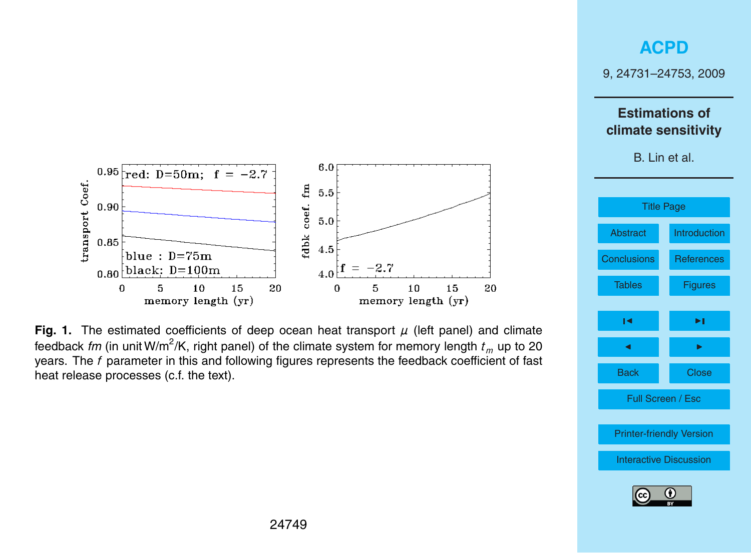**Fig. 1.** The estimated coefficients of deep ocean heat transport $\mu$ (left panel) and climate feedback *fm* (in unit $W/m^2/K$, right panel) of the climate system for memory length $t_m$ up to 20 years. The *f* parameter in this and following figures represents the feedback coefficient of fast heat release processes (c.f. the text).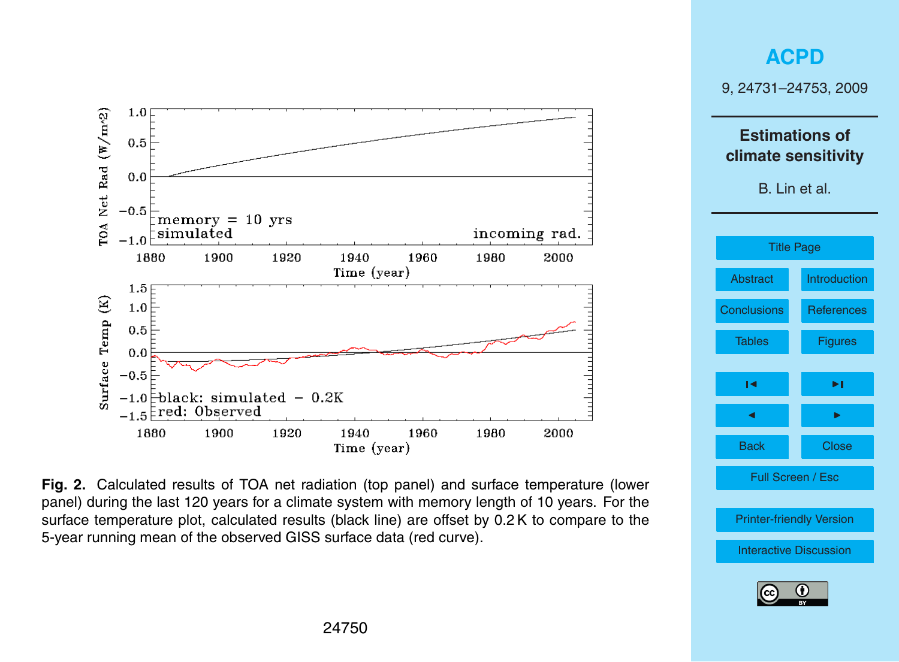**Fig. 2.** Calculated results of TOA net radiation (top panel) and surface temperature (lower panel) during the last 120 years for a climate system with memory length of 10 years. For the surface temperature plot, calculated results (black line) are offset by 0.2 K to compare to the 5-year running mean of the observed GISS surface data (red curve).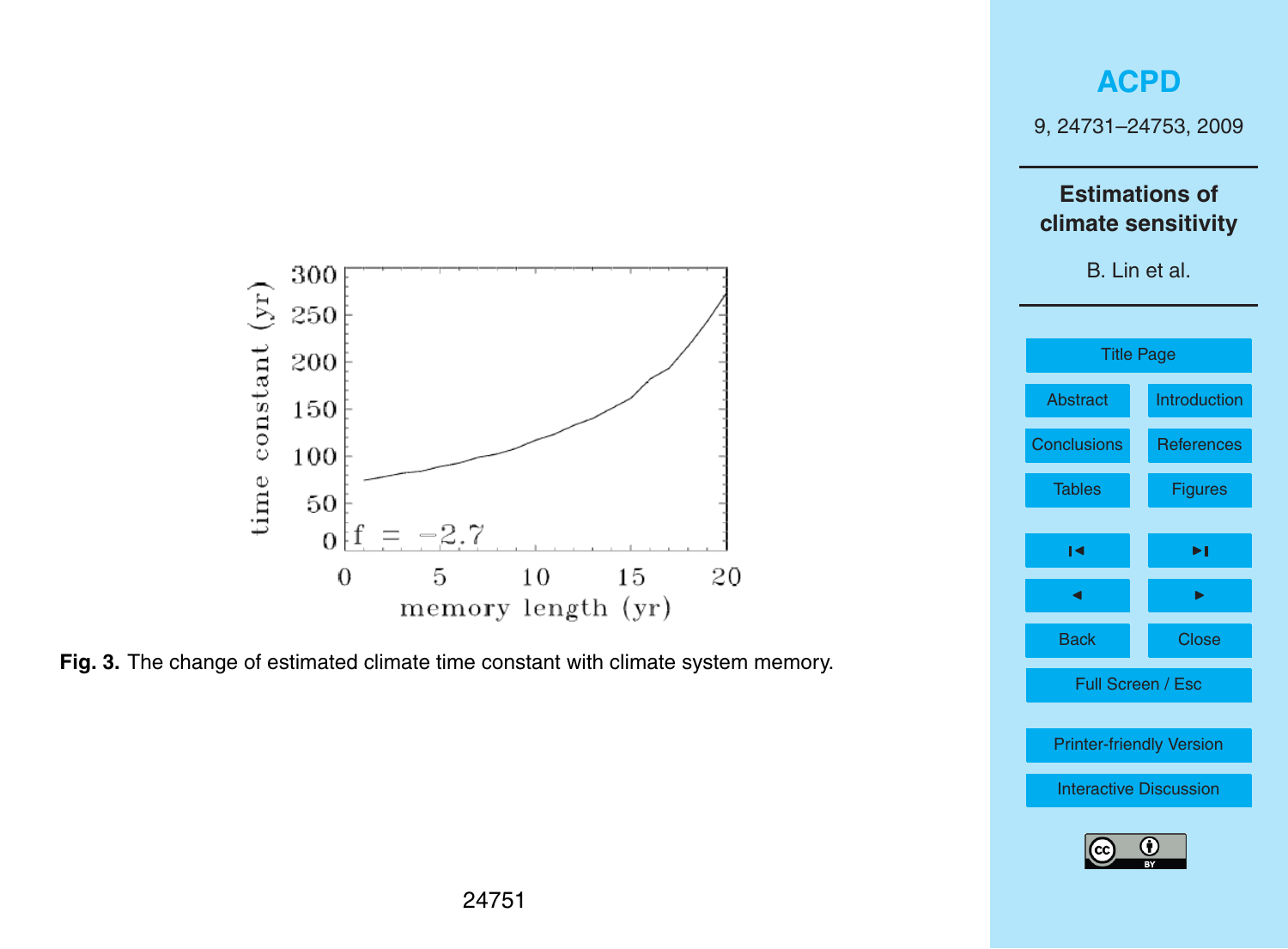**Fig. 3.** The change of estimated climate time constant with climate system memory.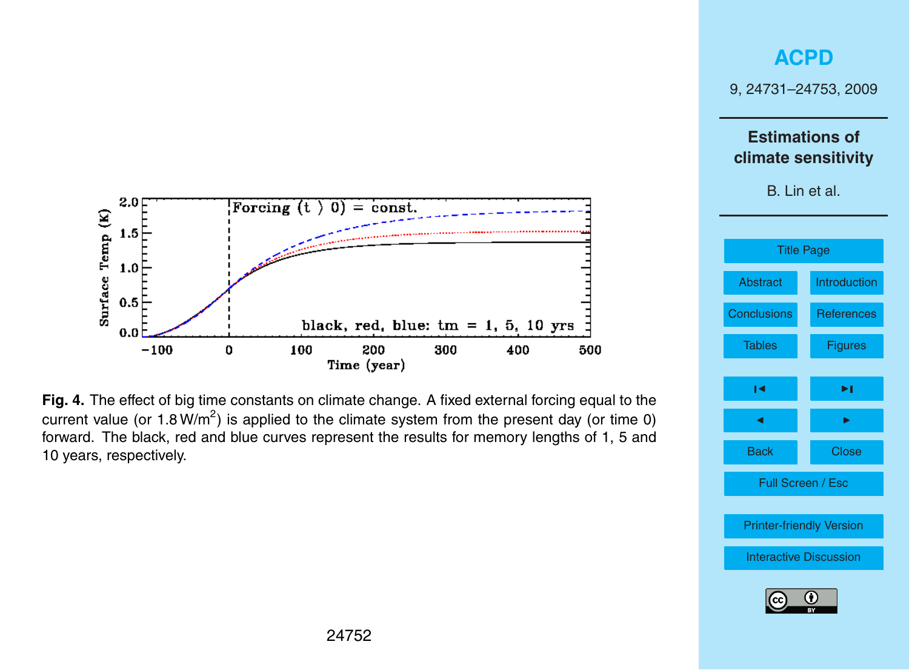**Fig. 4.** The effect of big time constants on climate change. A fixed external forcing equal to the current value (or 1.8 $W/m^2$) is applied to the climate system from the present day (or time 0) forward. The black, red and blue curves represent the results for memory lengths of 1, 5 and 10 years, respectively.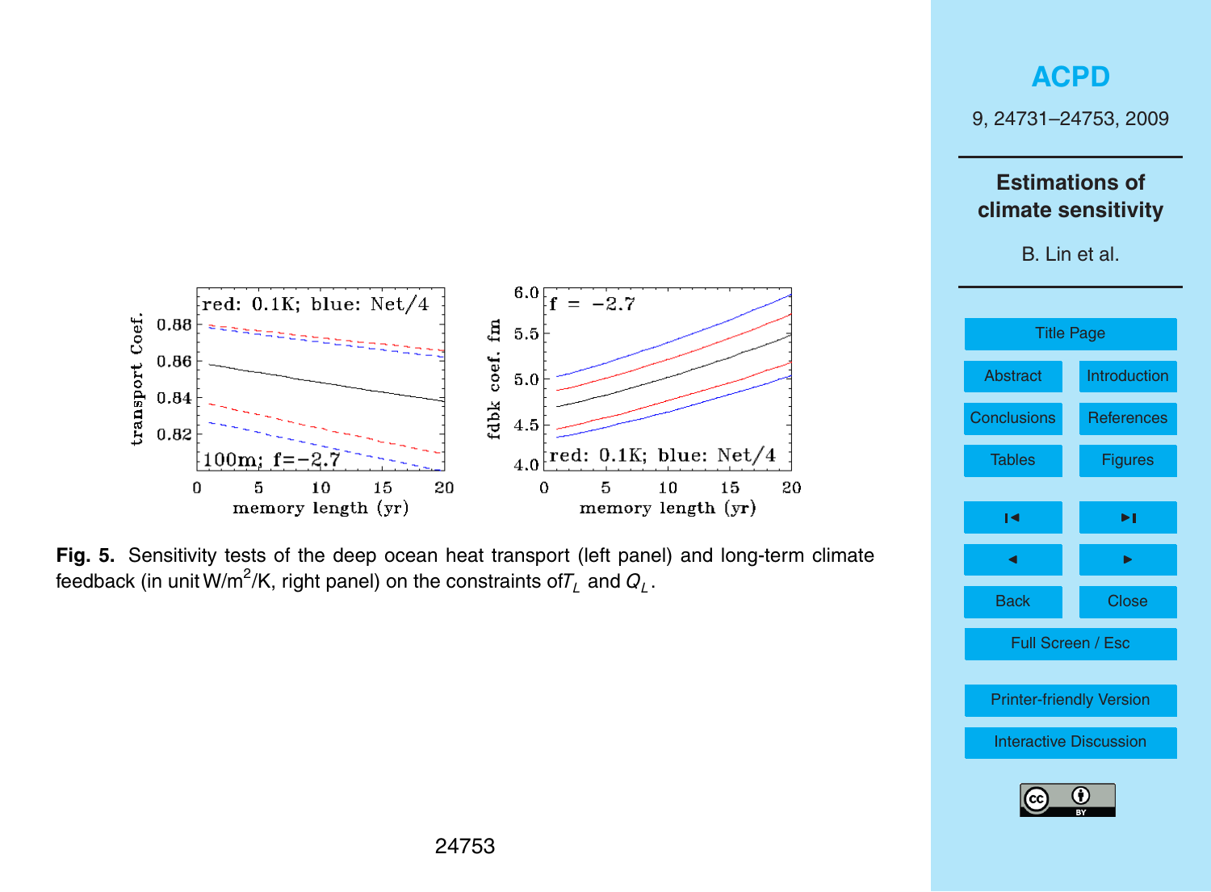red: 0.1K; blue: Net/4

100m; f=−2.7

transport Coef.

0.88

0.86

0.84

0.82

0

5

10

15

20

memory length (yr)

f = −2.7

red: 0.1K; blue: Net/4

fdbk coef. fm

6.0

5.5

5.0

4.5

4.0

0

5

10

15

20

memory length (yr)

**Fig. 5.** Sensitivity tests of the deep ocean heat transport (left panel) and long-term climate feedback (in unit W/m$^2$/K, right panel) on the constraints of $T_L$ and $Q_L$.